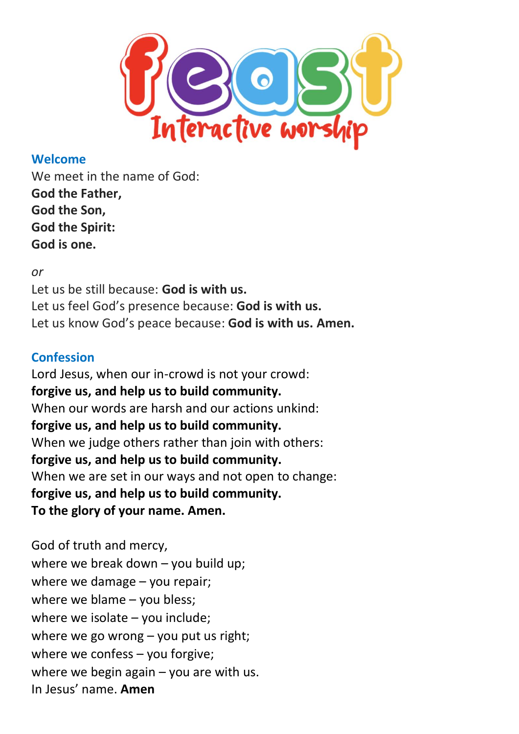# feast Interactive worship

## Welcome

We meet in the name of God:
**God the Father,**
**God the Son,**
**God the Spirit:**
**God is one.**

*or*

Let us be still because: **God is with us.**
Let us feel God's presence because: **God is with us.**
Let us know God's peace because: **God is with us. Amen.**

## Confession

Lord Jesus, when our in-crowd is not your crowd:
**forgive us, and help us to build community.**
When our words are harsh and our actions unkind:
**forgive us, and help us to build community.**
When we judge others rather than join with others:
**forgive us, and help us to build community.**
When we are set in our ways and not open to change:
**forgive us, and help us to build community.**
**To the glory of your name. Amen.**

God of truth and mercy,
where we break down – you build up;
where we damage – you repair;
where we blame – you bless;
where we isolate – you include;
where we go wrong – you put us right;
where we confess – you forgive;
where we begin again – you are with us.
In Jesus' name. **Amen**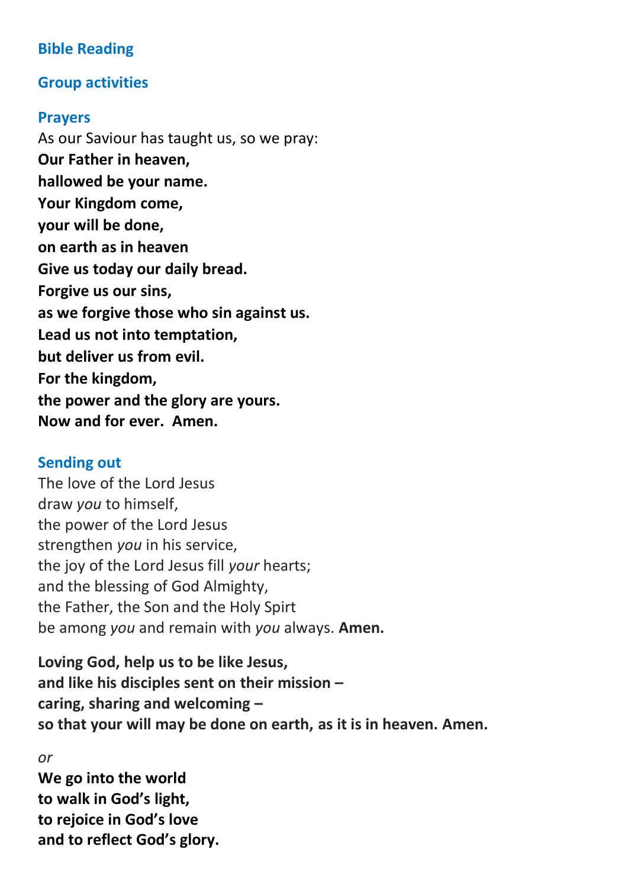## Bible Reading

## Group activities

## Prayers

As our Saviour has taught us, so we pray:
**Our Father in heaven,**
**hallowed be your name.**
**Your Kingdom come,**
**your will be done,**
**on earth as in heaven**
**Give us today our daily bread.**
**Forgive us our sins,**
**as we forgive those who sin against us.**
**Lead us not into temptation,**
**but deliver us from evil.**
**For the kingdom,**
**the power and the glory are yours.**
**Now and for ever. Amen.**

## Sending out

The love of the Lord Jesus
draw *you* to himself,
the power of the Lord Jesus
strengthen *you* in his service,
the joy of the Lord Jesus fill *your* hearts;
and the blessing of God Almighty,
the Father, the Son and the Holy Spirt
be among *you* and remain with *you* always. **Amen.**

**Loving God, help us to be like Jesus,**
**and like his disciples sent on their mission –**
**caring, sharing and welcoming –**
**so that your will may be done on earth, as it is in heaven. Amen.**

*or*

**We go into the world**
**to walk in God's light,**
**to rejoice in God's love**
**and to reflect God's glory.**